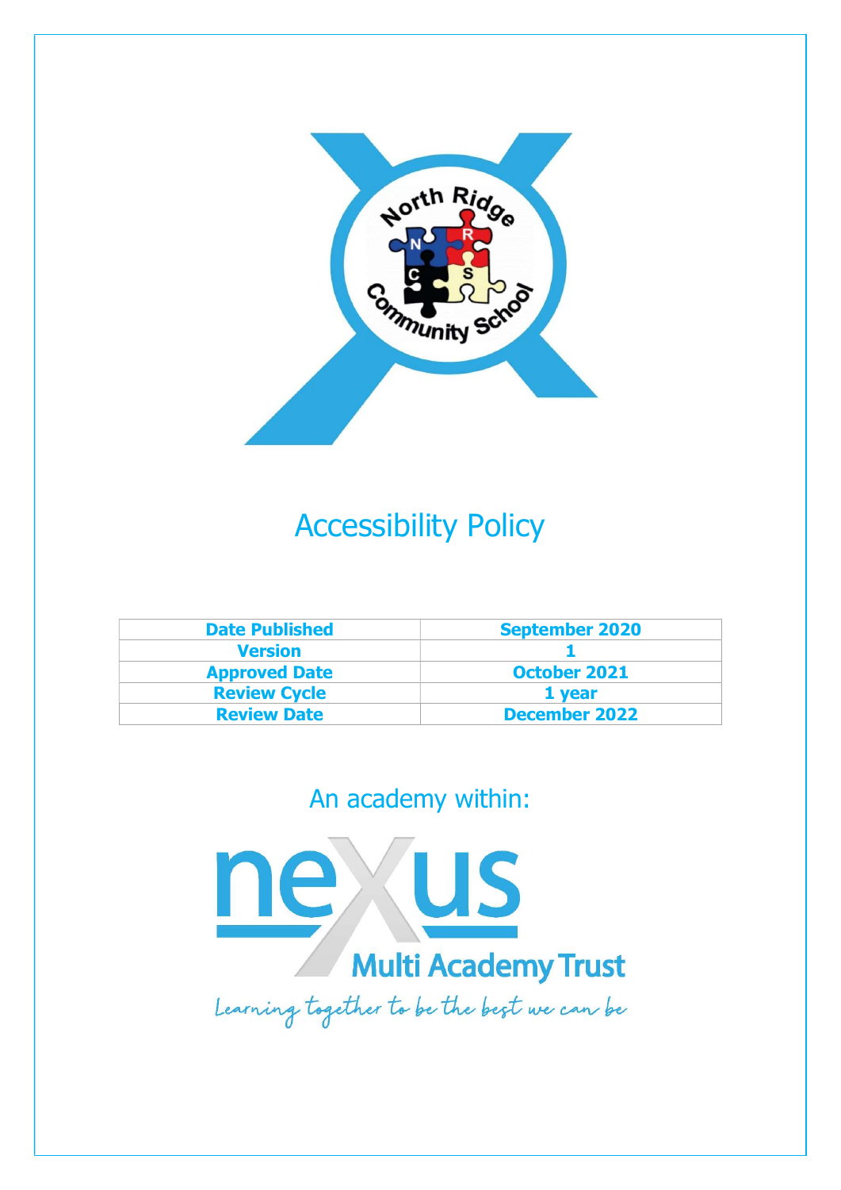# Accessibility Policy

| Date Published | September 2020 |
|---|---|
| Version | 1 |
| Approved Date | October 2021 |
| Review Cycle | 1 year |
| Review Date | December 2022 |

An academy within:

Multi Academy Trust

*Learning together to be the best we can be*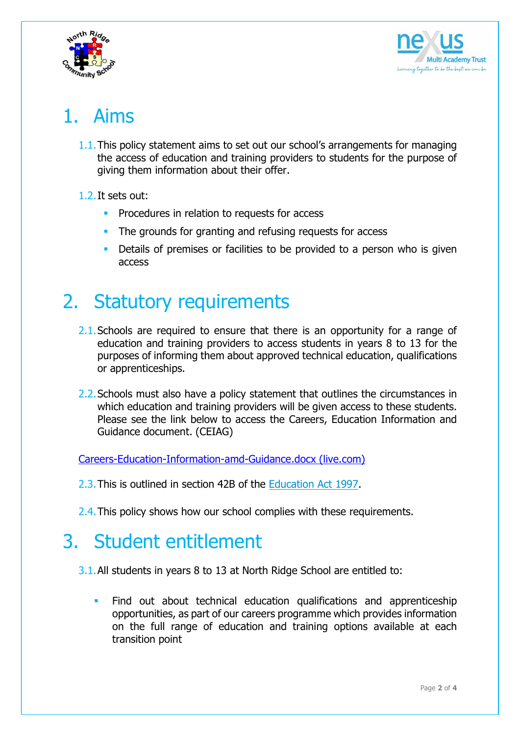# 1. Aims

1.1. This policy statement aims to set out our school's arrangements for managing the access of education and training providers to students for the purpose of giving them information about their offer.

1.2. It sets out:

- Procedures in relation to requests for access
- The grounds for granting and refusing requests for access
- Details of premises or facilities to be provided to a person who is given access

# 2. Statutory requirements

2.1. Schools are required to ensure that there is an opportunity for a range of education and training providers to access students in years 8 to 13 for the purposes of informing them about approved technical education, qualifications or apprenticeships.

2.2. Schools must also have a policy statement that outlines the circumstances in which education and training providers will be given access to these students. Please see the link below to access the Careers, Education Information and Guidance document. (CEIAG)

Careers-Education-Information-amd-Guidance.docx (live.com)

2.3. This is outlined in section 42B of the Education Act 1997.

2.4. This policy shows how our school complies with these requirements.

# 3. Student entitlement

3.1. All students in years 8 to 13 at North Ridge School are entitled to:

- Find out about technical education qualifications and apprenticeship opportunities, as part of our careers programme which provides information on the full range of education and training options available at each transition point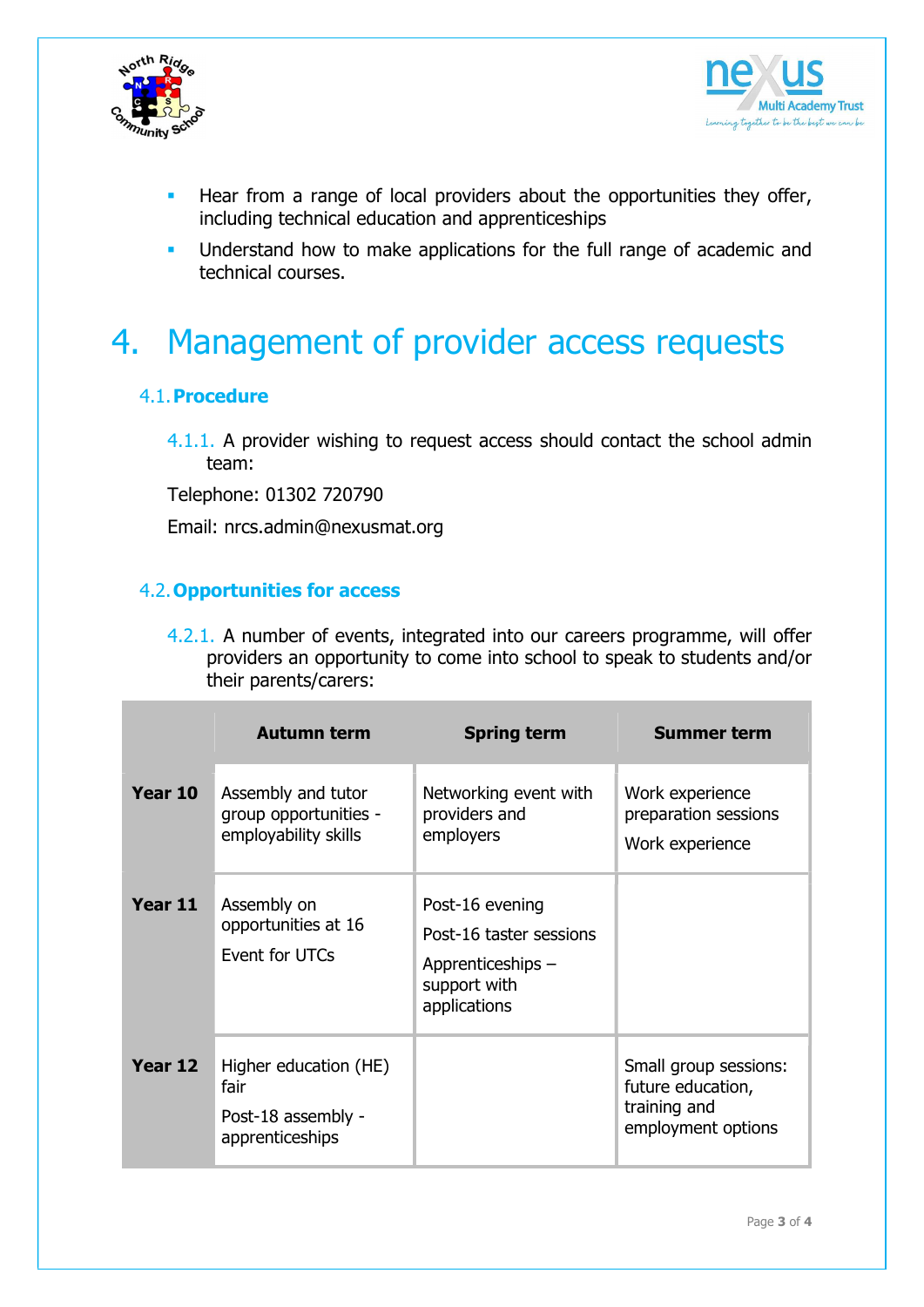- Hear from a range of local providers about the opportunities they offer, including technical education and apprenticeships
- Understand how to make applications for the full range of academic and technical courses.

# 4. Management of provider access requests

## 4.1. Procedure

4.1.1. A provider wishing to request access should contact the school admin team:

Telephone: 01302 720790

Email: nrcs.admin@nexusmat.org

## 4.2. Opportunities for access

4.2.1. A number of events, integrated into our careers programme, will offer providers an opportunity to come into school to speak to students and/or their parents/carers:

| | Autumn term | Spring term | Summer term |
|---|---|---|---|
| **Year 10** | Assembly and tutor group opportunities - employability skills | Networking event with providers and employers | Work experience preparation sessions<br>Work experience |
| **Year 11** | Assembly on opportunities at 16<br>Event for UTCs | Post-16 evening<br>Post-16 taster sessions<br>Apprenticeships – support with applications | |
| **Year 12** | Higher education (HE) fair<br>Post-18 assembly - apprenticeships | | Small group sessions: future education, training and employment options |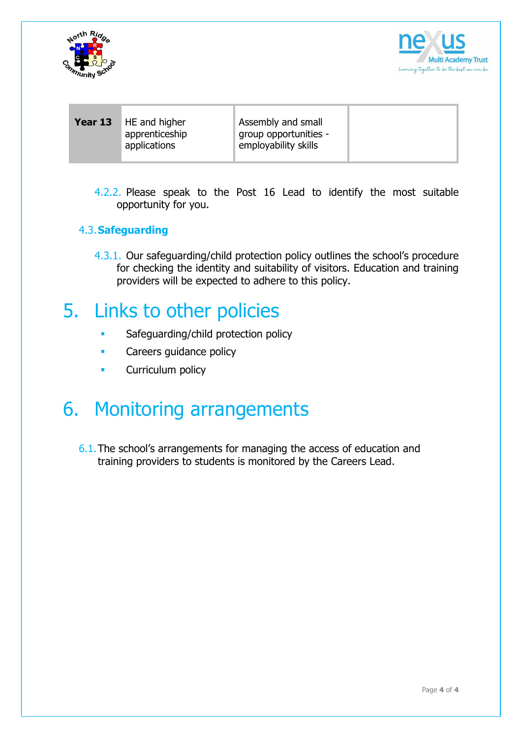| | | | |
|---|---|---|---|
| **Year 13** | HE and higher apprenticeship applications | Assembly and small group opportunities - employability skills | |

4.2.2. Please speak to the Post 16 Lead to identify the most suitable opportunity for you.

### 4.3. Safeguarding

4.3.1. Our safeguarding/child protection policy outlines the school's procedure for checking the identity and suitability of visitors. Education and training providers will be expected to adhere to this policy.

# 5. Links to other policies

- Safeguarding/child protection policy
- Careers guidance policy
- Curriculum policy

# 6. Monitoring arrangements

6.1. The school's arrangements for managing the access of education and training providers to students is monitored by the Careers Lead.